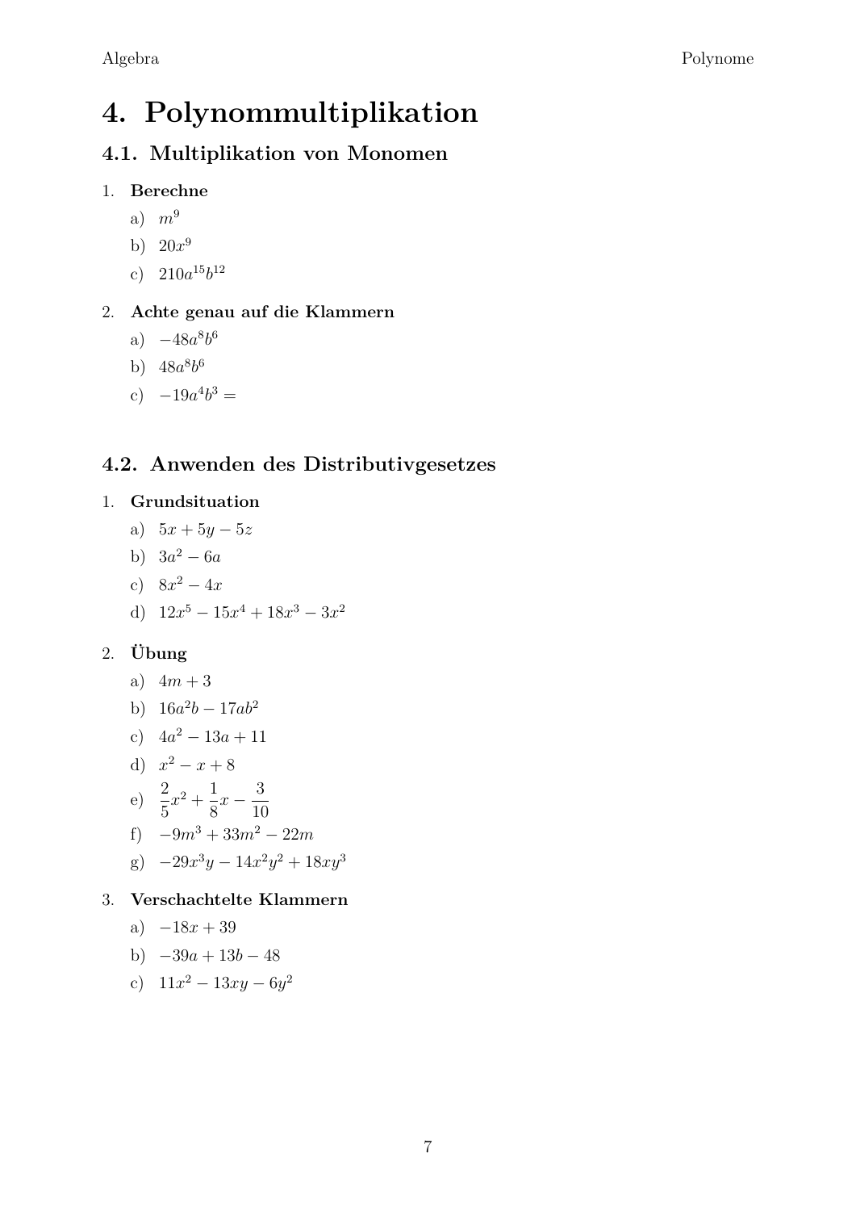# 4. Polynommultiplikation

## 4.1. Multiplikation von Monomen

1. **Berechne**
   a) $m^9$
   b) $20x^9$
   c) $210a^{15}b^{12}$

2. **Achte genau auf die Klammern**
   a) $-48a^8b^6$
   b) $48a^8b^6$
   c) $-19a^4b^3 =$

## 4.2. Anwenden des Distributivgesetzes

1. **Grundsituation**
   a) $5x + 5y - 5z$
   b) $3a^2 - 6a$
   c) $8x^2 - 4x$
   d) $12x^5 - 15x^4 + 18x^3 - 3x^2$

2. **Übung**
   a) $4m + 3$
   b) $16a^2b - 17ab^2$
   c) $4a^2 - 13a + 11$
   d) $x^2 - x + 8$
   e) $\frac{2}{5}x^2 + \frac{1}{8}x - \frac{3}{10}$
   f) $-9m^3 + 33m^2 - 22m$
   g) $-29x^3y - 14x^2y^2 + 18xy^3$

3. **Verschachtelte Klammern**
   a) $-18x + 39$
   b) $-39a + 13b - 48$
   c) $11x^2 - 13xy - 6y^2$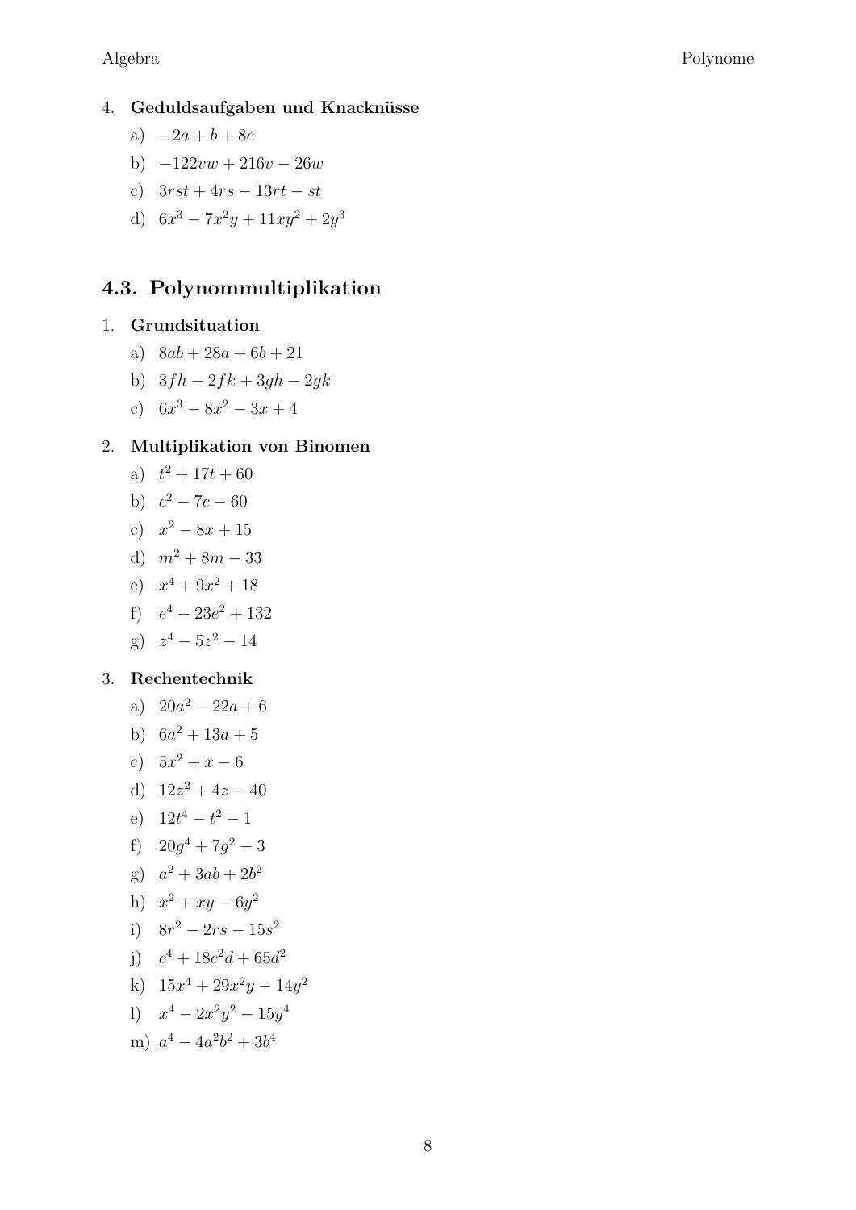4. **Geduldsaufgaben und Knacknüsse**
   a) $-2a + b + 8c$
   b) $-122vw + 216v - 26w$
   c) $3rst + 4rs - 13rt - st$
   d) $6x^3 - 7x^2y + 11xy^2 + 2y^3$

## 4.3. Polynommultiplikation

1. **Grundsituation**
   a) $8ab + 28a + 6b + 21$
   b) $3fh - 2fk + 3gh - 2gk$
   c) $6x^3 - 8x^2 - 3x + 4$

2. **Multiplikation von Binomen**
   a) $t^2 + 17t + 60$
   b) $c^2 - 7c - 60$
   c) $x^2 - 8x + 15$
   d) $m^2 + 8m - 33$
   e) $x^4 + 9x^2 + 18$
   f) $e^4 - 23e^2 + 132$
   g) $z^4 - 5z^2 - 14$

3. **Rechentechnik**
   a) $20a^2 - 22a + 6$
   b) $6a^2 + 13a + 5$
   c) $5x^2 + x - 6$
   d) $12z^2 + 4z - 40$
   e) $12t^4 - t^2 - 1$
   f) $20g^4 + 7g^2 - 3$
   g) $a^2 + 3ab + 2b^2$
   h) $x^2 + xy - 6y^2$
   i) $8r^2 - 2rs - 15s^2$
   j) $c^4 + 18c^2d + 65d^2$
   k) $15x^4 + 29x^2y - 14y^2$
   l) $x^4 - 2x^2y^2 - 15y^4$
   m) $a^4 - 4a^2b^2 + 3b^4$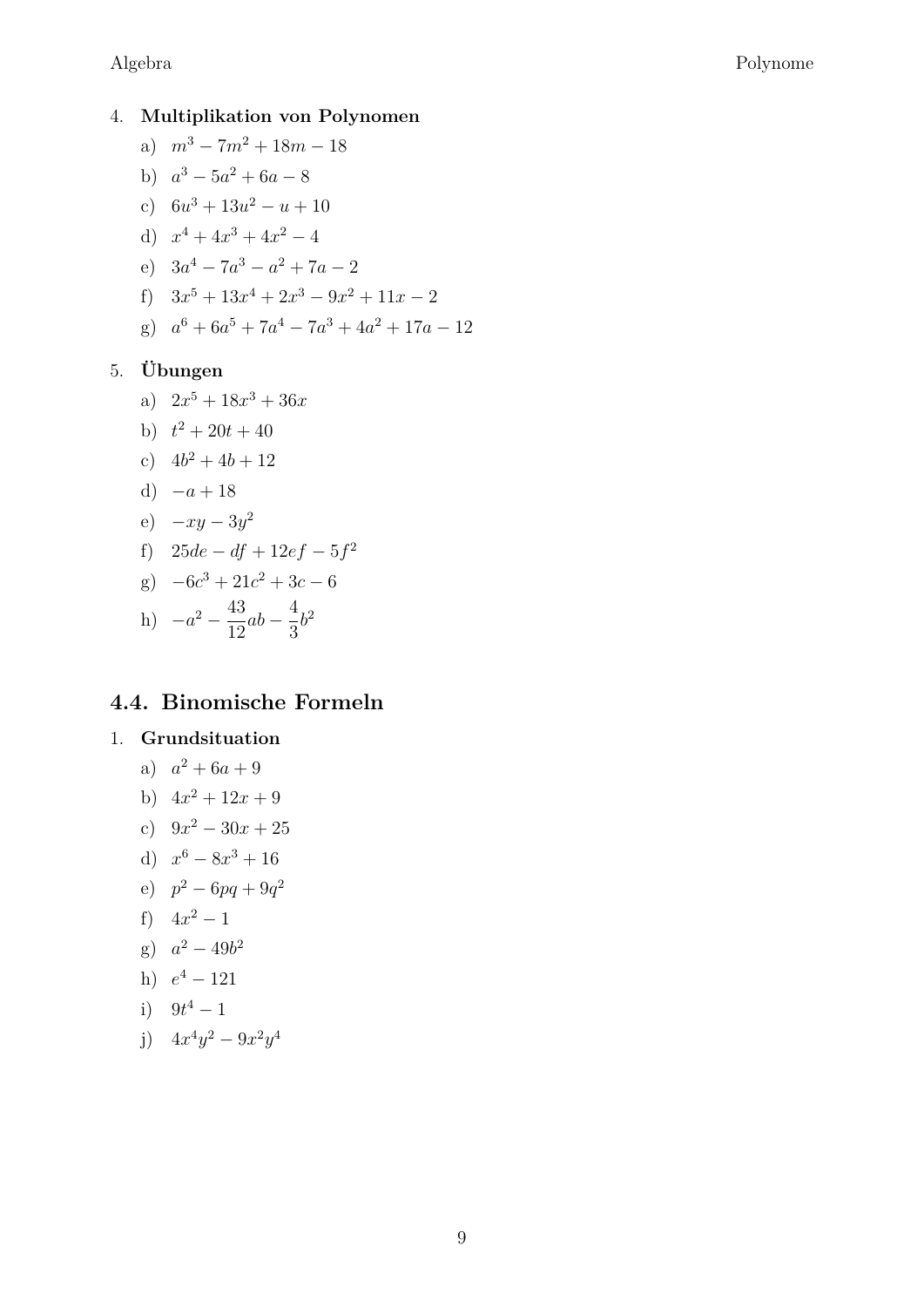4. **Multiplikation von Polynomen**
   a) $m^3 - 7m^2 + 18m - 18$
   b) $a^3 - 5a^2 + 6a - 8$
   c) $6u^3 + 13u^2 - u + 10$
   d) $x^4 + 4x^3 + 4x^2 - 4$
   e) $3a^4 - 7a^3 - a^2 + 7a - 2$
   f) $3x^5 + 13x^4 + 2x^3 - 9x^2 + 11x - 2$
   g) $a^6 + 6a^5 + 7a^4 - 7a^3 + 4a^2 + 17a - 12$

5. **Übungen**
   a) $2x^5 + 18x^3 + 36x$
   b) $t^2 + 20t + 40$
   c) $4b^2 + 4b + 12$
   d) $-a + 18$
   e) $-xy - 3y^2$
   f) $25de - df + 12ef - 5f^2$
   g) $-6c^3 + 21c^2 + 3c - 6$
   h) $-a^2 - \frac{43}{12}ab - \frac{4}{3}b^2$

## 4.4. Binomische Formeln

1. **Grundsituation**
   a) $a^2 + 6a + 9$
   b) $4x^2 + 12x + 9$
   c) $9x^2 - 30x + 25$
   d) $x^6 - 8x^3 + 16$
   e) $p^2 - 6pq + 9q^2$
   f) $4x^2 - 1$
   g) $a^2 - 49b^2$
   h) $e^4 - 121$
   i) $9t^4 - 1$
   j) $4x^4y^2 - 9x^2y^4$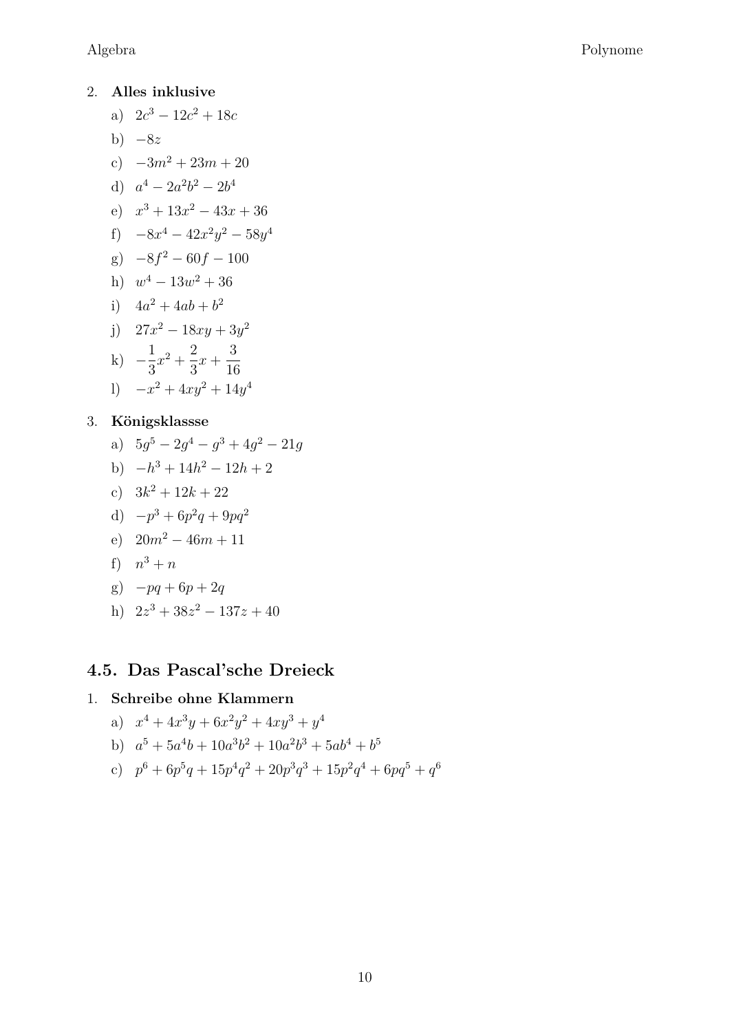2. **Alles inklusive**
    a) $2c^3 - 12c^2 + 18c$
    b) $-8z$
    c) $-3m^2 + 23m + 20$
    d) $a^4 - 2a^2b^2 - 2b^4$
    e) $x^3 + 13x^2 - 43x + 36$
    f) $-8x^4 - 42x^2y^2 - 58y^4$
    g) $-8f^2 - 60f - 100$
    h) $w^4 - 13w^2 + 36$
    i) $4a^2 + 4ab + b^2$
    j) $27x^2 - 18xy + 3y^2$
    k) $-\dfrac{1}{3}x^2 + \dfrac{2}{3}x + \dfrac{3}{16}$
    l) $-x^2 + 4xy^2 + 14y^4$

3. **Königsklassse**
    a) $5g^5 - 2g^4 - g^3 + 4g^2 - 21g$
    b) $-h^3 + 14h^2 - 12h + 2$
    c) $3k^2 + 12k + 22$
    d) $-p^3 + 6p^2q + 9pq^2$
    e) $20m^2 - 46m + 11$
    f) $n^3 + n$
    g) $-pq + 6p + 2q$
    h) $2z^3 + 38z^2 - 137z + 40$

## 4.5. Das Pascal'sche Dreieck

1. **Schreibe ohne Klammern**
    a) $x^4 + 4x^3y + 6x^2y^2 + 4xy^3 + y^4$
    b) $a^5 + 5a^4b + 10a^3b^2 + 10a^2b^3 + 5ab^4 + b^5$
    c) $p^6 + 6p^5q + 15p^4q^2 + 20p^3q^3 + 15p^2q^4 + 6pq^5 + q^6$